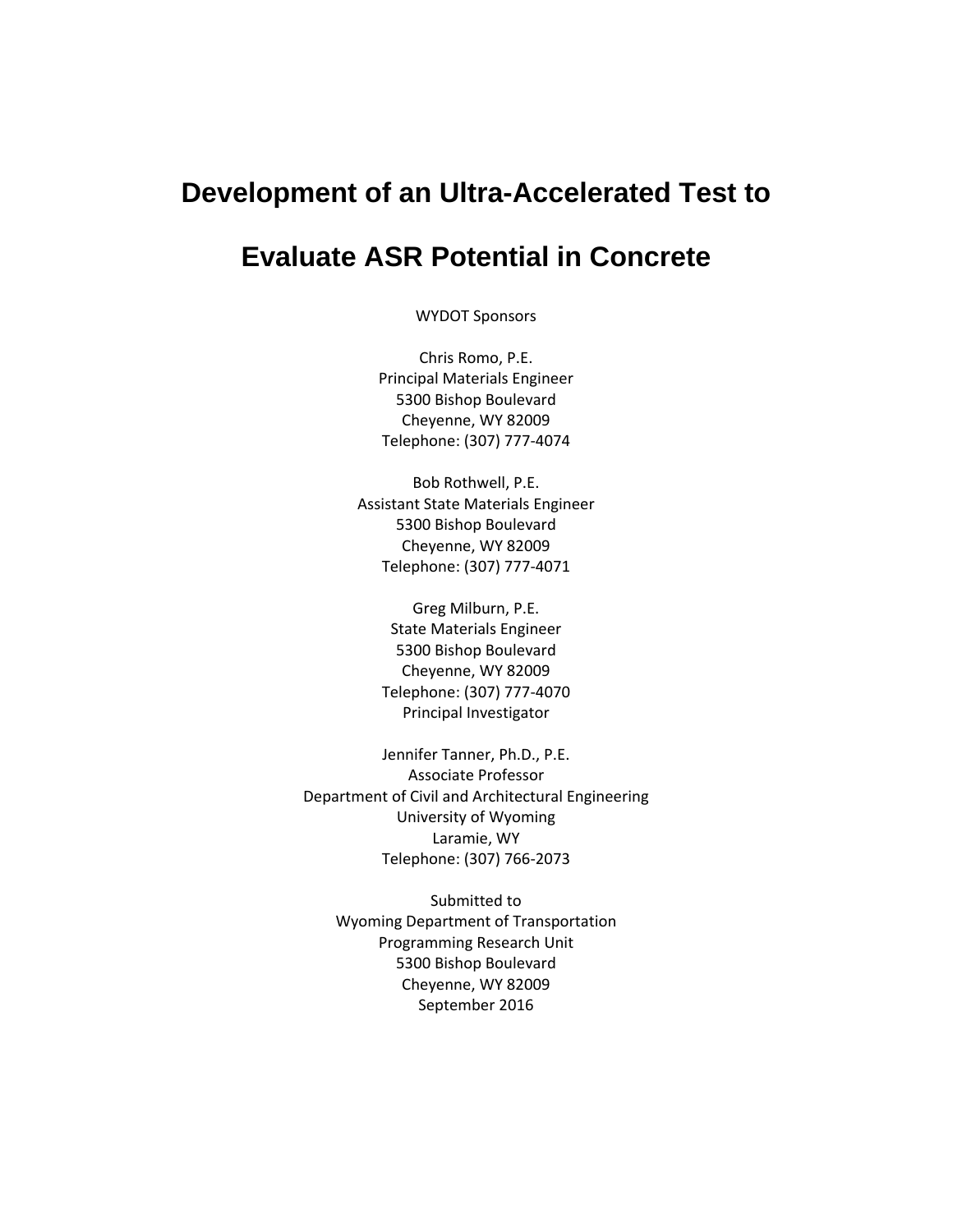# Development of an Ultra-Accelerated Test to Evaluate ASR Potential in Concrete

WYDOT Sponsors

Chris Romo, P.E.
Principal Materials Engineer
5300 Bishop Boulevard
Cheyenne, WY 82009
Telephone: (307) 777-4074

Bob Rothwell, P.E.
Assistant State Materials Engineer
5300 Bishop Boulevard
Cheyenne, WY 82009
Telephone: (307) 777-4071

Greg Milburn, P.E.
State Materials Engineer
5300 Bishop Boulevard
Cheyenne, WY 82009
Telephone: (307) 777-4070
Principal Investigator

Jennifer Tanner, Ph.D., P.E.
Associate Professor
Department of Civil and Architectural Engineering
University of Wyoming
Laramie, WY
Telephone: (307) 766-2073

Submitted to
Wyoming Department of Transportation
Programming Research Unit
5300 Bishop Boulevard
Cheyenne, WY 82009
September 2016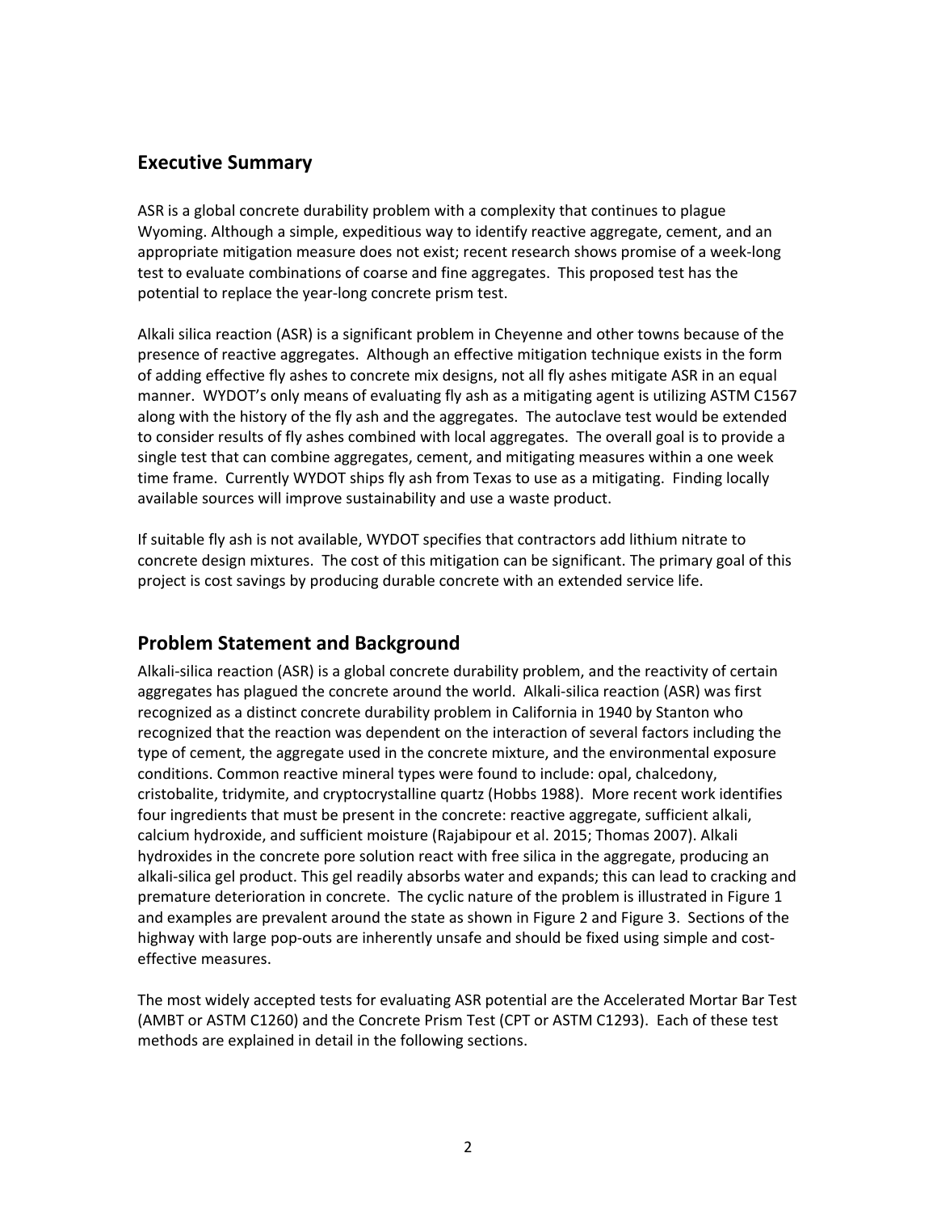## Executive Summary

ASR is a global concrete durability problem with a complexity that continues to plague Wyoming. Although a simple, expeditious way to identify reactive aggregate, cement, and an appropriate mitigation measure does not exist; recent research shows promise of a week-long test to evaluate combinations of coarse and fine aggregates. This proposed test has the potential to replace the year-long concrete prism test.

Alkali silica reaction (ASR) is a significant problem in Cheyenne and other towns because of the presence of reactive aggregates. Although an effective mitigation technique exists in the form of adding effective fly ashes to concrete mix designs, not all fly ashes mitigate ASR in an equal manner. WYDOT's only means of evaluating fly ash as a mitigating agent is utilizing ASTM C1567 along with the history of the fly ash and the aggregates. The autoclave test would be extended to consider results of fly ashes combined with local aggregates. The overall goal is to provide a single test that can combine aggregates, cement, and mitigating measures within a one week time frame. Currently WYDOT ships fly ash from Texas to use as a mitigating. Finding locally available sources will improve sustainability and use a waste product.

If suitable fly ash is not available, WYDOT specifies that contractors add lithium nitrate to concrete design mixtures. The cost of this mitigation can be significant. The primary goal of this project is cost savings by producing durable concrete with an extended service life.

## Problem Statement and Background

Alkali-silica reaction (ASR) is a global concrete durability problem, and the reactivity of certain aggregates has plagued the concrete around the world. Alkali-silica reaction (ASR) was first recognized as a distinct concrete durability problem in California in 1940 by Stanton who recognized that the reaction was dependent on the interaction of several factors including the type of cement, the aggregate used in the concrete mixture, and the environmental exposure conditions. Common reactive mineral types were found to include: opal, chalcedony, cristobalite, tridymite, and cryptocrystalline quartz (Hobbs 1988). More recent work identifies four ingredients that must be present in the concrete: reactive aggregate, sufficient alkali, calcium hydroxide, and sufficient moisture (Rajabipour et al. 2015; Thomas 2007). Alkali hydroxides in the concrete pore solution react with free silica in the aggregate, producing an alkali-silica gel product. This gel readily absorbs water and expands; this can lead to cracking and premature deterioration in concrete. The cyclic nature of the problem is illustrated in Figure 1 and examples are prevalent around the state as shown in Figure 2 and Figure 3. Sections of the highway with large pop-outs are inherently unsafe and should be fixed using simple and cost-effective measures.

The most widely accepted tests for evaluating ASR potential are the Accelerated Mortar Bar Test (AMBT or ASTM C1260) and the Concrete Prism Test (CPT or ASTM C1293). Each of these test methods are explained in detail in the following sections.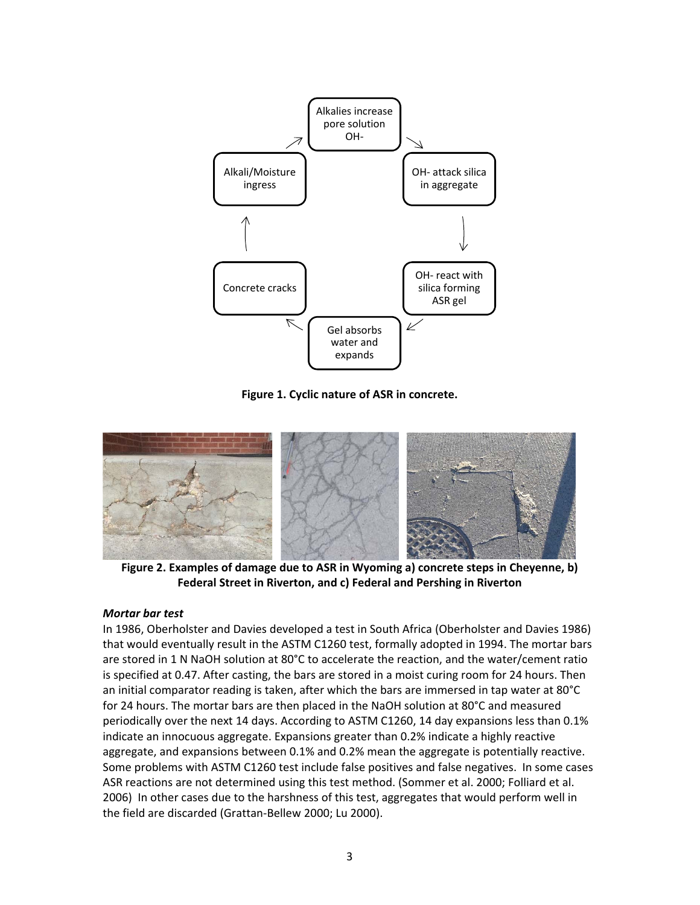Figure 1. Cyclic nature of ASR in concrete.

Figure 2. Examples of damage due to ASR in Wyoming a) concrete steps in Cheyenne, b) Federal Street in Riverton, and c) Federal and Pershing in Riverton

***Mortar bar test***

In 1986, Oberholster and Davies developed a test in South Africa (Oberholster and Davies 1986) that would eventually result in the ASTM C1260 test, formally adopted in 1994. The mortar bars are stored in 1 N NaOH solution at 80°C to accelerate the reaction, and the water/cement ratio is specified at 0.47. After casting, the bars are stored in a moist curing room for 24 hours. Then an initial comparator reading is taken, after which the bars are immersed in tap water at 80°C for 24 hours. The mortar bars are then placed in the NaOH solution at 80°C and measured periodically over the next 14 days. According to ASTM C1260, 14 day expansions less than 0.1% indicate an innocuous aggregate. Expansions greater than 0.2% indicate a highly reactive aggregate, and expansions between 0.1% and 0.2% mean the aggregate is potentially reactive. Some problems with ASTM C1260 test include false positives and false negatives. In some cases ASR reactions are not determined using this test method. (Sommer et al. 2000; Folliard et al. 2006) In other cases due to the harshness of this test, aggregates that would perform well in the field are discarded (Grattan-Bellew 2000; Lu 2000).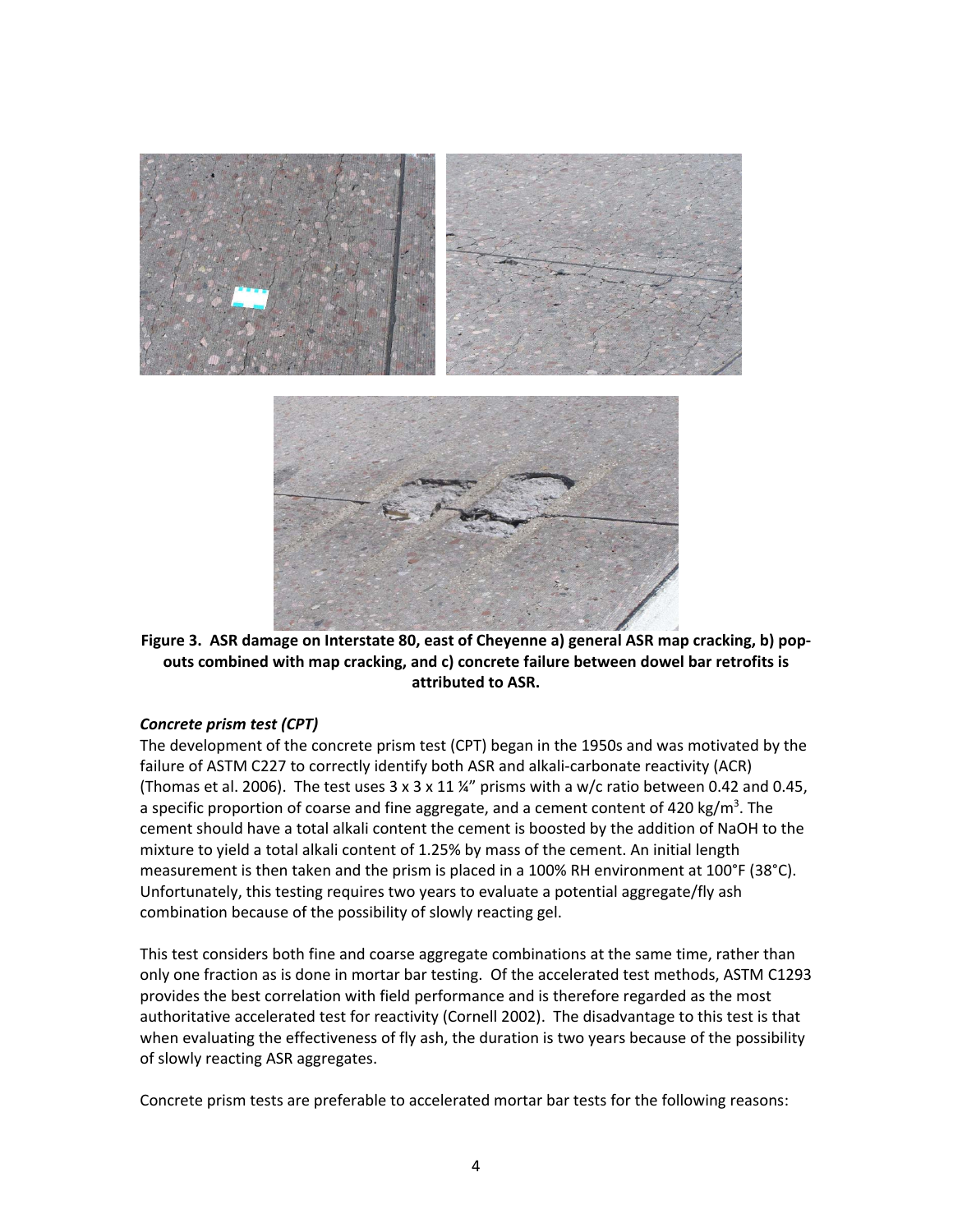**Figure 3. ASR damage on Interstate 80, east of Cheyenne a) general ASR map cracking, b) pop-outs combined with map cracking, and c) concrete failure between dowel bar retrofits is attributed to ASR.**

### *Concrete prism test (CPT)*

The development of the concrete prism test (CPT) began in the 1950s and was motivated by the failure of ASTM C227 to correctly identify both ASR and alkali-carbonate reactivity (ACR) (Thomas et al. 2006). The test uses 3 x 3 x 11 ¼" prisms with a w/c ratio between 0.42 and 0.45, a specific proportion of coarse and fine aggregate, and a cement content of 420 kg/m$^3$. The cement should have a total alkali content the cement is boosted by the addition of NaOH to the mixture to yield a total alkali content of 1.25% by mass of the cement. An initial length measurement is then taken and the prism is placed in a 100% RH environment at 100°F (38°C). Unfortunately, this testing requires two years to evaluate a potential aggregate/fly ash combination because of the possibility of slowly reacting gel.

This test considers both fine and coarse aggregate combinations at the same time, rather than only one fraction as is done in mortar bar testing. Of the accelerated test methods, ASTM C1293 provides the best correlation with field performance and is therefore regarded as the most authoritative accelerated test for reactivity (Cornell 2002). The disadvantage to this test is that when evaluating the effectiveness of fly ash, the duration is two years because of the possibility of slowly reacting ASR aggregates.

Concrete prism tests are preferable to accelerated mortar bar tests for the following reasons: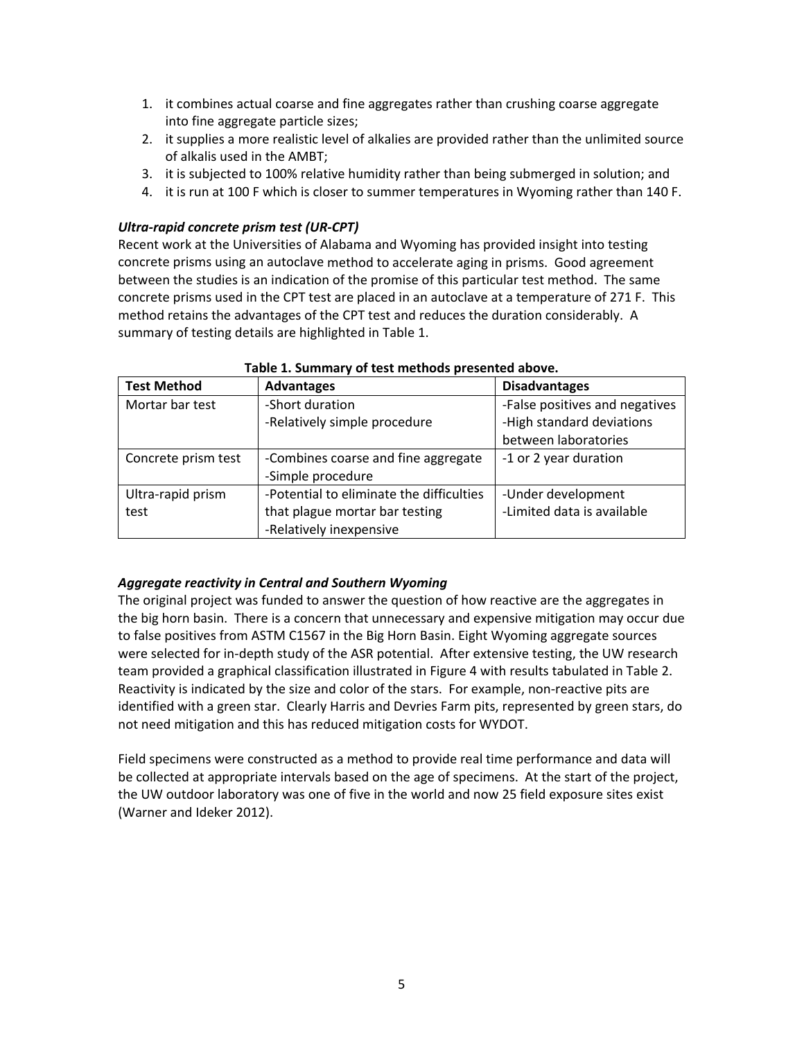1. it combines actual coarse and fine aggregates rather than crushing coarse aggregate into fine aggregate particle sizes;
2. it supplies a more realistic level of alkalies are provided rather than the unlimited source of alkalis used in the AMBT;
3. it is subjected to 100% relative humidity rather than being submerged in solution; and
4. it is run at 100 F which is closer to summer temperatures in Wyoming rather than 140 F.

***Ultra-rapid concrete prism test (UR-CPT)***

Recent work at the Universities of Alabama and Wyoming has provided insight into testing concrete prisms using an autoclave method to accelerate aging in prisms. Good agreement between the studies is an indication of the promise of this particular test method. The same concrete prisms used in the CPT test are placed in an autoclave at a temperature of 271 F. This method retains the advantages of the CPT test and reduces the duration considerably. A summary of testing details are highlighted in Table 1.

**Table 1. Summary of test methods presented above.**

| Test Method | Advantages | Disadvantages |
| --- | --- | --- |
| Mortar bar test | -Short duration<br>-Relatively simple procedure | -False positives and negatives<br>-High standard deviations between laboratories |
| Concrete prism test | -Combines coarse and fine aggregate<br>-Simple procedure | -1 or 2 year duration |
| Ultra-rapid prism test | -Potential to eliminate the difficulties that plague mortar bar testing<br>-Relatively inexpensive | -Under development<br>-Limited data is available |

***Aggregate reactivity in Central and Southern Wyoming***

The original project was funded to answer the question of how reactive are the aggregates in the big horn basin. There is a concern that unnecessary and expensive mitigation may occur due to false positives from ASTM C1567 in the Big Horn Basin. Eight Wyoming aggregate sources were selected for in-depth study of the ASR potential. After extensive testing, the UW research team provided a graphical classification illustrated in Figure 4 with results tabulated in Table 2. Reactivity is indicated by the size and color of the stars. For example, non-reactive pits are identified with a green star. Clearly Harris and Devries Farm pits, represented by green stars, do not need mitigation and this has reduced mitigation costs for WYDOT.

Field specimens were constructed as a method to provide real time performance and data will be collected at appropriate intervals based on the age of specimens. At the start of the project, the UW outdoor laboratory was one of five in the world and now 25 field exposure sites exist (Warner and Ideker 2012).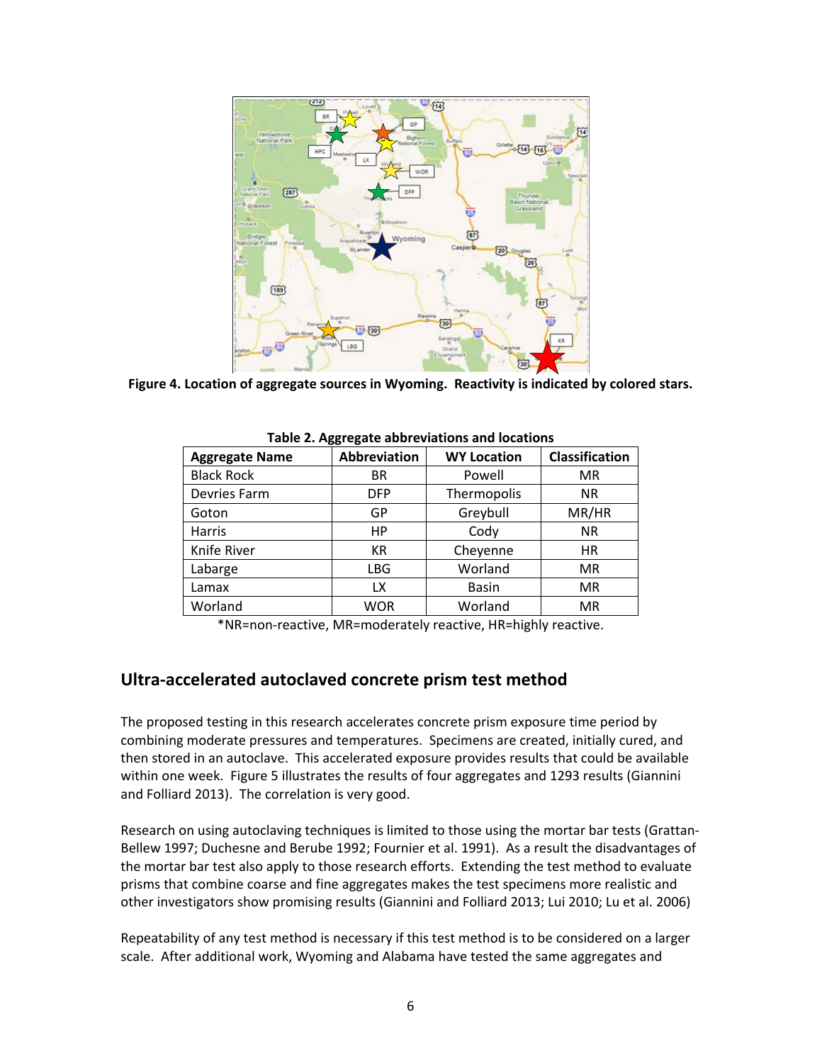**Figure 4. Location of aggregate sources in Wyoming. Reactivity is indicated by colored stars.**

**Table 2. Aggregate abbreviations and locations**

| Aggregate Name | Abbreviation | WY Location | Classification |
|---|---|---|---|
| Black Rock | BR | Powell | MR |
| Devries Farm | DFP | Thermopolis | NR |
| Goton | GP | Greybull | MR/HR |
| Harris | HP | Cody | NR |
| Knife River | KR | Cheyenne | HR |
| Labarge | LBG | Worland | MR |
| Lamax | LX | Basin | MR |
| Worland | WOR | Worland | MR |

*NR=non-reactive, MR=moderately reactive, HR=highly reactive.

## Ultra-accelerated autoclaved concrete prism test method

The proposed testing in this research accelerates concrete prism exposure time period by combining moderate pressures and temperatures. Specimens are created, initially cured, and then stored in an autoclave. This accelerated exposure provides results that could be available within one week. Figure 5 illustrates the results of four aggregates and 1293 results (Giannini and Folliard 2013). The correlation is very good.

Research on using autoclaving techniques is limited to those using the mortar bar tests (Grattan-Bellew 1997; Duchesne and Berube 1992; Fournier et al. 1991). As a result the disadvantages of the mortar bar test also apply to those research efforts. Extending the test method to evaluate prisms that combine coarse and fine aggregates makes the test specimens more realistic and other investigators show promising results (Giannini and Folliard 2013; Lui 2010; Lu et al. 2006)

Repeatability of any test method is necessary if this test method is to be considered on a larger scale. After additional work, Wyoming and Alabama have tested the same aggregates and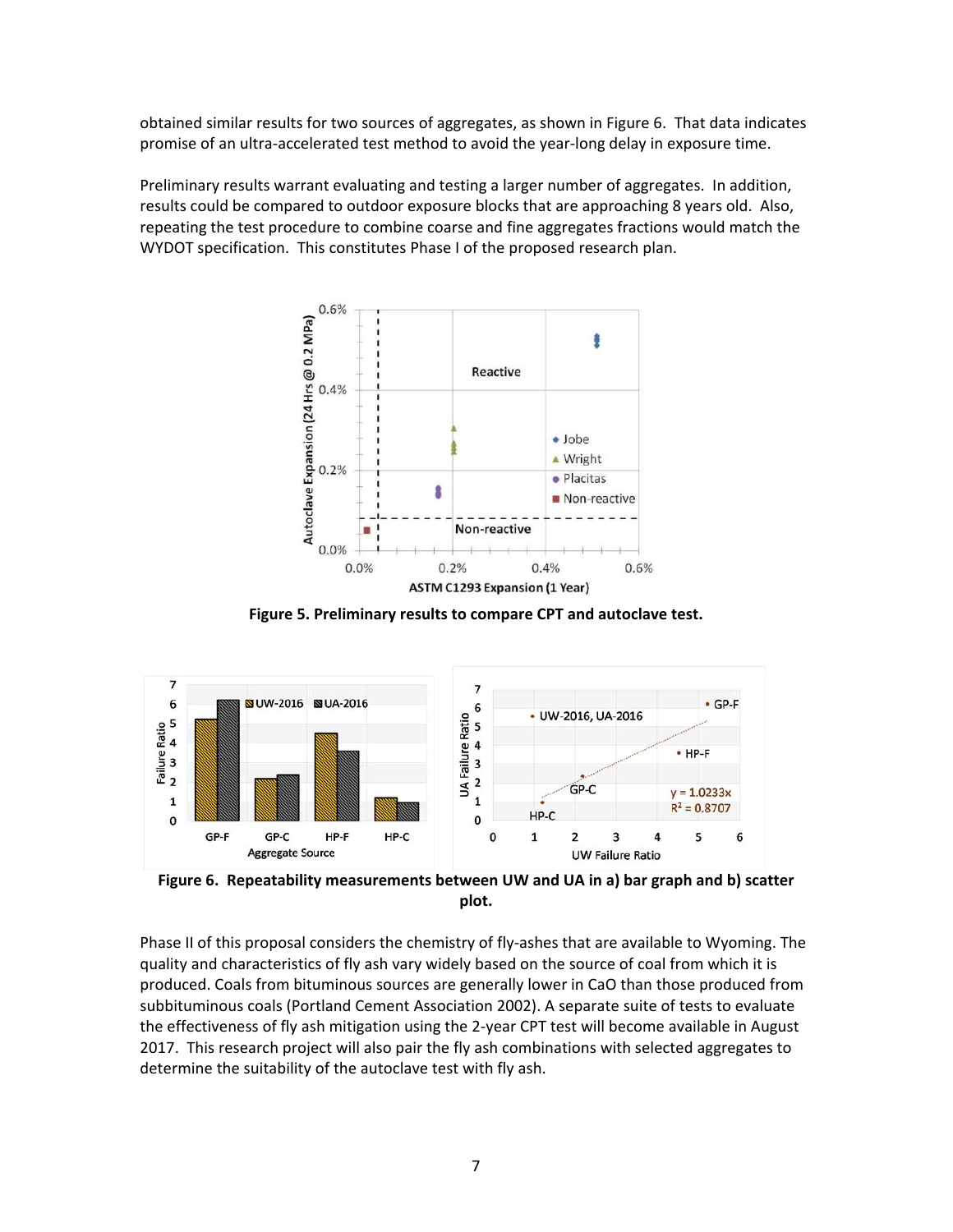obtained similar results for two sources of aggregates, as shown in Figure 6. That data indicates promise of an ultra-accelerated test method to avoid the year-long delay in exposure time.

Preliminary results warrant evaluating and testing a larger number of aggregates. In addition, results could be compared to outdoor exposure blocks that are approaching 8 years old. Also, repeating the test procedure to combine coarse and fine aggregates fractions would match the WYDOT specification. This constitutes Phase I of the proposed research plan.

**Figure 5. Preliminary results to compare CPT and autoclave test.**

**Figure 6. Repeatability measurements between UW and UA in a) bar graph and b) scatter plot.**

Phase II of this proposal considers the chemistry of fly-ashes that are available to Wyoming. The quality and characteristics of fly ash vary widely based on the source of coal from which it is produced. Coals from bituminous sources are generally lower in CaO than those produced from subbituminous coals (Portland Cement Association 2002). A separate suite of tests to evaluate the effectiveness of fly ash mitigation using the 2-year CPT test will become available in August 2017. This research project will also pair the fly ash combinations with selected aggregates to determine the suitability of the autoclave test with fly ash.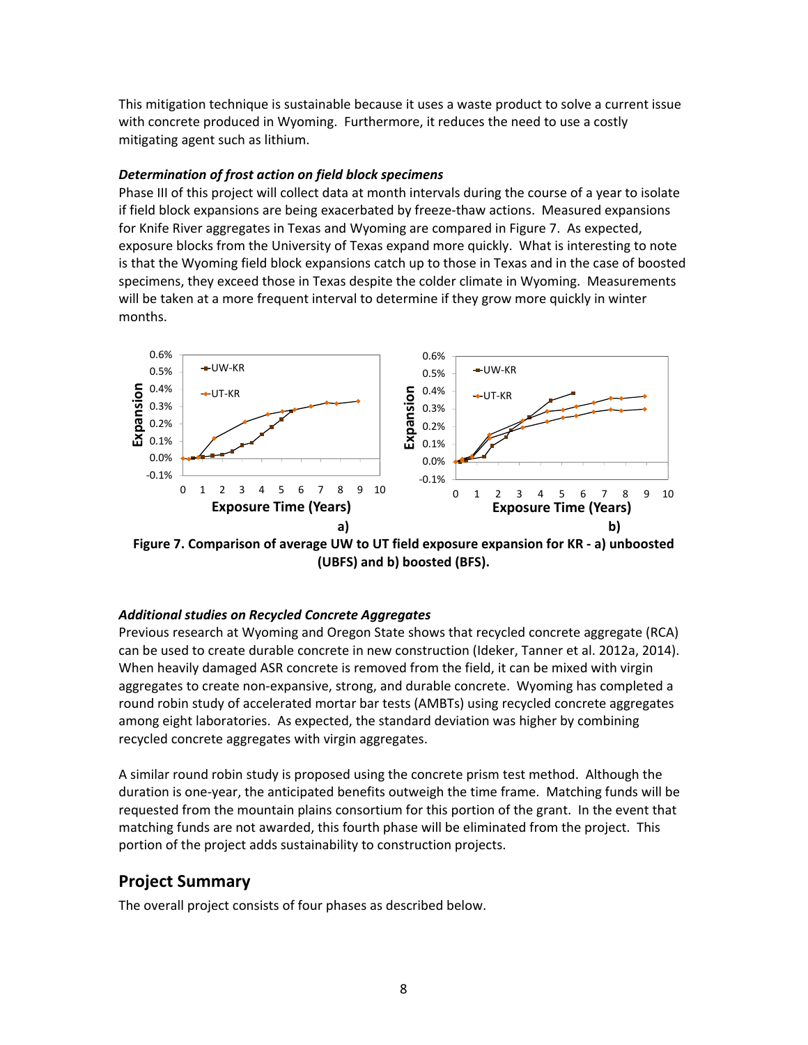This mitigation technique is sustainable because it uses a waste product to solve a current issue with concrete produced in Wyoming. Furthermore, it reduces the need to use a costly mitigating agent such as lithium.

***Determination of frost action on field block specimens***

Phase III of this project will collect data at month intervals during the course of a year to isolate if field block expansions are being exacerbated by freeze-thaw actions. Measured expansions for Knife River aggregates in Texas and Wyoming are compared in Figure 7. As expected, exposure blocks from the University of Texas expand more quickly. What is interesting to note is that the Wyoming field block expansions catch up to those in Texas and in the case of boosted specimens, they exceed those in Texas despite the colder climate in Wyoming. Measurements will be taken at a more frequent interval to determine if they grow more quickly in winter months.

**Figure 7. Comparison of average UW to UT field exposure expansion for KR - a) unboosted (UBFS) and b) boosted (BFS).**

***Additional studies on Recycled Concrete Aggregates***

Previous research at Wyoming and Oregon State shows that recycled concrete aggregate (RCA) can be used to create durable concrete in new construction (Ideker, Tanner et al. 2012a, 2014). When heavily damaged ASR concrete is removed from the field, it can be mixed with virgin aggregates to create non-expansive, strong, and durable concrete. Wyoming has completed a round robin study of accelerated mortar bar tests (AMBTs) using recycled concrete aggregates among eight laboratories. As expected, the standard deviation was higher by combining recycled concrete aggregates with virgin aggregates.

A similar round robin study is proposed using the concrete prism test method. Although the duration is one-year, the anticipated benefits outweigh the time frame. Matching funds will be requested from the mountain plains consortium for this portion of the grant. In the event that matching funds are not awarded, this fourth phase will be eliminated from the project. This portion of the project adds sustainability to construction projects.

## Project Summary

The overall project consists of four phases as described below.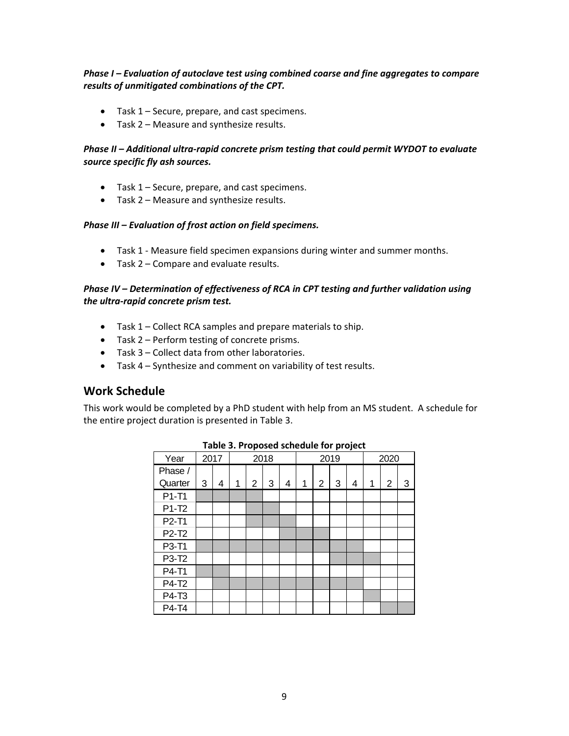***Phase I – Evaluation of autoclave test using combined coarse and fine aggregates to compare results of unmitigated combinations of the CPT.***

- Task 1 – Secure, prepare, and cast specimens.
- Task 2 – Measure and synthesize results.

***Phase II – Additional ultra-rapid concrete prism testing that could permit WYDOT to evaluate source specific fly ash sources.***

- Task 1 – Secure, prepare, and cast specimens.
- Task 2 – Measure and synthesize results.

***Phase III – Evaluation of frost action on field specimens.***

- Task 1 - Measure field specimen expansions during winter and summer months.
- Task 2 – Compare and evaluate results.

***Phase IV – Determination of effectiveness of RCA in CPT testing and further validation using the ultra-rapid concrete prism test.***

- Task 1 – Collect RCA samples and prepare materials to ship.
- Task 2 – Perform testing of concrete prisms.
- Task 3 – Collect data from other laboratories.
- Task 4 – Synthesize and comment on variability of test results.

## Work Schedule

This work would be completed by a PhD student with help from an MS student. A schedule for the entire project duration is presented in Table 3.

**Table 3. Proposed schedule for project**

| Year | 2017 | | 2018 | | | | 2019 | | | | 2020 | | |
|---|---|---|---|---|---|---|---|---|---|---|---|---|---|
| Phase / Quarter | 3 | 4 | 1 | 2 | 3 | 4 | 1 | 2 | 3 | 4 | 1 | 2 | 3 |
| P1-T1 | ■ | ■ | ■ | ■ | | | | | | | | | |
| P1-T2 | | | | ■ | ■ | | | | | | | | |
| P2-T1 | | | | ■ | ■ | ■ | | | | | | | |
| P2-T2 | | | | | | ■ | ■ | ■ | | | | | |
| P3-T1 | ■ | ■ | ■ | ■ | ■ | ■ | ■ | ■ | ■ | ■ | | | |
| P3-T2 | | | | | | | | | ■ | ■ | ■ | | |
| P4-T1 | ■ | ■ | | | | | | | | | | | |
| P4-T2 | | ■ | ■ | ■ | ■ | ■ | ■ | ■ | ■ | ■ | | | |
| P4-T3 | | | | | | | | | | | ■ | | |
| P4-T4 | | | | | | | | | | | | ■ | ■ |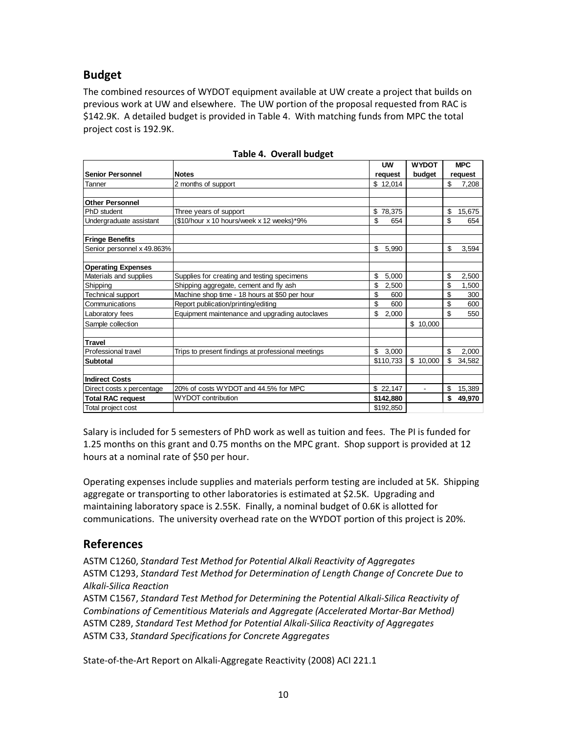## Budget

The combined resources of WYDOT equipment available at UW create a project that builds on previous work at UW and elsewhere. The UW portion of the proposal requested from RAC is $142.9K. A detailed budget is provided in Table 4. With matching funds from MPC the total project cost is 192.9K.

**Table 4. Overall budget**

| Senior Personnel | Notes | UW request | WYDOT budget | MPC request |
|---|---|---|---|---|
| Tanner | 2 months of support | $ 12,014 | | $ 7,208 |
| | | | | |
| **Other Personnel** | | | | |
| PhD student | Three years of support | $ 78,375 | | $ 15,675 |
| Undergraduate assistant | ($10/hour x 10 hours/week x 12 weeks)*9% | $ 654 | | $ 654 |
| | | | | |
| **Fringe Benefits** | | | | |
| Senior personnel x 49.863% | | $ 5,990 | | $ 3,594 |
| | | | | |
| **Operating Expenses** | | | | |
| Materials and supplies | Supplies for creating and testing specimens | $ 5,000 | | $ 2,500 |
| Shipping | Shipping aggregate, cement and fly ash | $ 2,500 | | $ 1,500 |
| Technical support | Machine shop time - 18 hours at $50 per hour | $ 600 | | $ 300 |
| Communications | Report publication/printing/editing | $ 600 | | $ 600 |
| Laboratory fees | Equipment maintenance and upgrading autoclaves | $ 2,000 | | $ 550 |
| Sample collection | | | $ 10,000 | |
| | | | | |
| **Travel** | | | | |
| Professional travel | Trips to present findings at professional meetings | $ 3,000 | | $ 2,000 |
| **Subtotal** | | $110,733 | $ 10,000 | $ 34,582 |
| | | | | |
| **Indirect Costs** | | | | |
| Direct costs x percentage | 20% of costs WYDOT and 44.5% for MPC | $ 22,147 | - | $ 15,389 |
| **Total RAC request** | WYDOT contribution | **$142,880** | | **$ 49,970** |
| Total project cost | | $192,850 | | |

Salary is included for 5 semesters of PhD work as well as tuition and fees. The PI is funded for 1.25 months on this grant and 0.75 months on the MPC grant. Shop support is provided at 12 hours at a nominal rate of $50 per hour.

Operating expenses include supplies and materials perform testing are included at 5K. Shipping aggregate or transporting to other laboratories is estimated at $2.5K. Upgrading and maintaining laboratory space is 2.55K. Finally, a nominal budget of 0.6K is allotted for communications. The university overhead rate on the WYDOT portion of this project is 20%.

## References

ASTM C1260, *Standard Test Method for Potential Alkali Reactivity of Aggregates*
ASTM C1293, *Standard Test Method for Determination of Length Change of Concrete Due to Alkali-Silica Reaction*
ASTM C1567, *Standard Test Method for Determining the Potential Alkali-Silica Reactivity of Combinations of Cementitious Materials and Aggregate (Accelerated Mortar-Bar Method)*
ASTM C289, *Standard Test Method for Potential Alkali-Silica Reactivity of Aggregates*
ASTM C33, *Standard Specifications for Concrete Aggregates*

State-of-the-Art Report on Alkali-Aggregate Reactivity (2008) ACI 221.1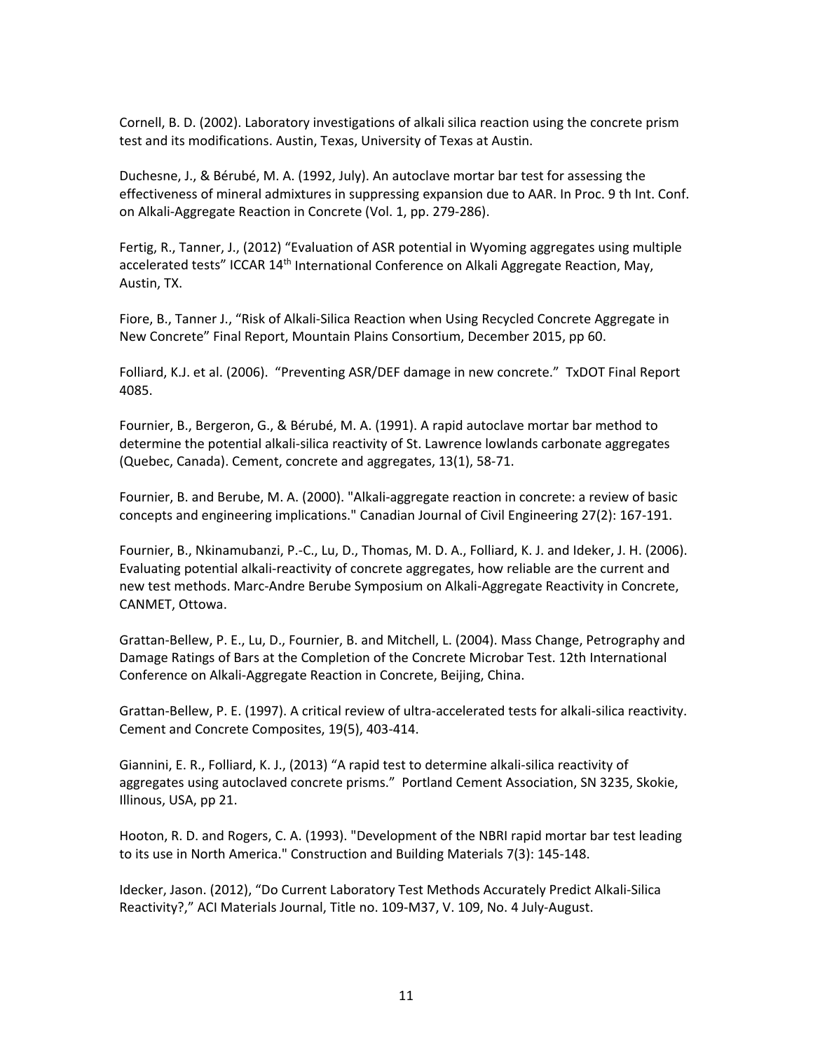Cornell, B. D. (2002). Laboratory investigations of alkali silica reaction using the concrete prism test and its modifications. Austin, Texas, University of Texas at Austin.

Duchesne, J., & Bérubé, M. A. (1992, July). An autoclave mortar bar test for assessing the effectiveness of mineral admixtures in suppressing expansion due to AAR. In Proc. 9 th Int. Conf. on Alkali-Aggregate Reaction in Concrete (Vol. 1, pp. 279-286).

Fertig, R., Tanner, J., (2012) "Evaluation of ASR potential in Wyoming aggregates using multiple accelerated tests" ICCAR 14th International Conference on Alkali Aggregate Reaction, May, Austin, TX.

Fiore, B., Tanner J., "Risk of Alkali-Silica Reaction when Using Recycled Concrete Aggregate in New Concrete" Final Report, Mountain Plains Consortium, December 2015, pp 60.

Folliard, K.J. et al. (2006). "Preventing ASR/DEF damage in new concrete." TxDOT Final Report 4085.

Fournier, B., Bergeron, G., & Bérubé, M. A. (1991). A rapid autoclave mortar bar method to determine the potential alkali-silica reactivity of St. Lawrence lowlands carbonate aggregates (Quebec, Canada). Cement, concrete and aggregates, 13(1), 58-71.

Fournier, B. and Berube, M. A. (2000). "Alkali-aggregate reaction in concrete: a review of basic concepts and engineering implications." Canadian Journal of Civil Engineering 27(2): 167-191.

Fournier, B., Nkinamubanzi, P.-C., Lu, D., Thomas, M. D. A., Folliard, K. J. and Ideker, J. H. (2006). Evaluating potential alkali-reactivity of concrete aggregates, how reliable are the current and new test methods. Marc-Andre Berube Symposium on Alkali-Aggregate Reactivity in Concrete, CANMET, Ottowa.

Grattan-Bellew, P. E., Lu, D., Fournier, B. and Mitchell, L. (2004). Mass Change, Petrography and Damage Ratings of Bars at the Completion of the Concrete Microbar Test. 12th International Conference on Alkali-Aggregate Reaction in Concrete, Beijing, China.

Grattan-Bellew, P. E. (1997). A critical review of ultra-accelerated tests for alkali-silica reactivity. Cement and Concrete Composites, 19(5), 403-414.

Giannini, E. R., Folliard, K. J., (2013) "A rapid test to determine alkali-silica reactivity of aggregates using autoclaved concrete prisms." Portland Cement Association, SN 3235, Skokie, Illinous, USA, pp 21.

Hooton, R. D. and Rogers, C. A. (1993). "Development of the NBRI rapid mortar bar test leading to its use in North America." Construction and Building Materials 7(3): 145-148.

Idecker, Jason. (2012), "Do Current Laboratory Test Methods Accurately Predict Alkali-Silica Reactivity?," ACI Materials Journal, Title no. 109-M37, V. 109, No. 4 July-August.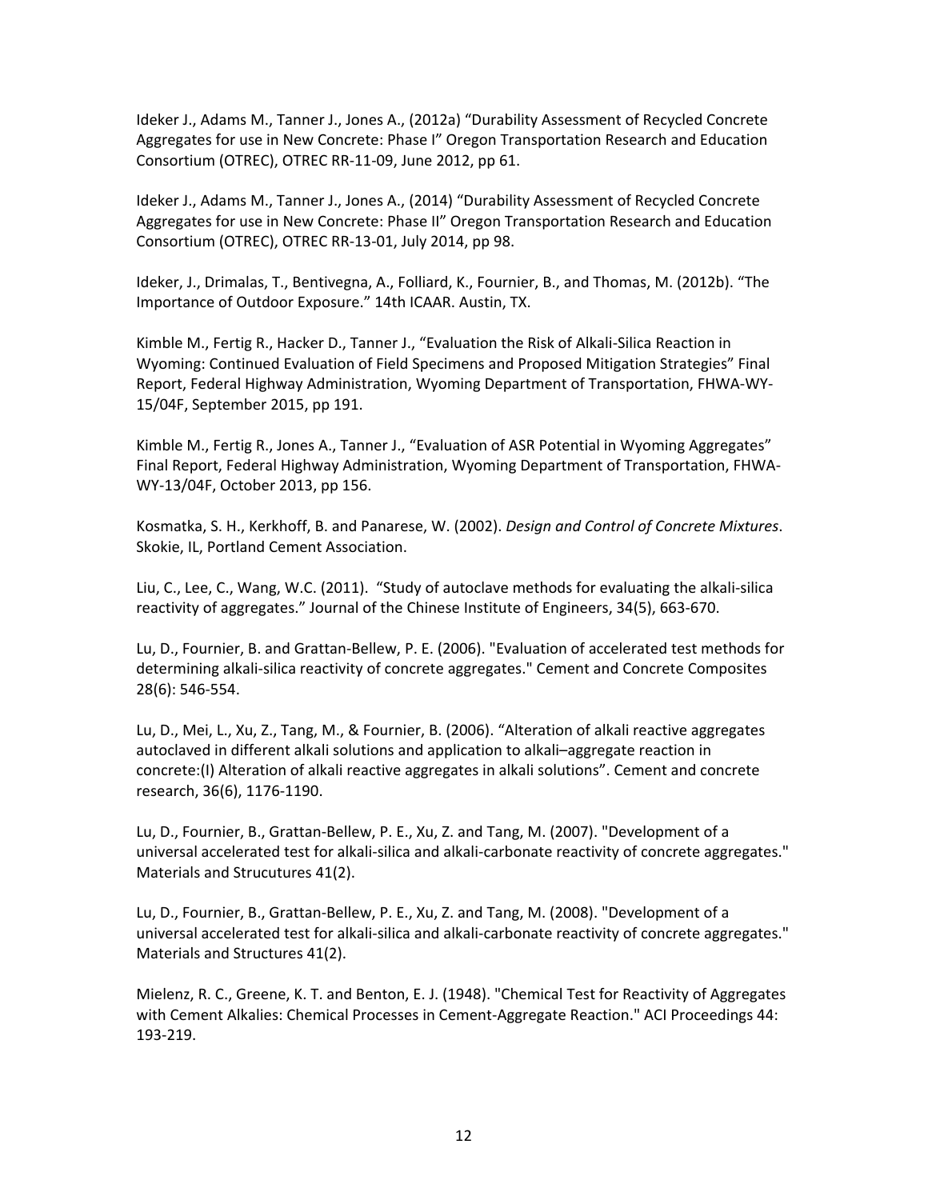Ideker J., Adams M., Tanner J., Jones A., (2012a) “Durability Assessment of Recycled Concrete Aggregates for use in New Concrete: Phase I” Oregon Transportation Research and Education Consortium (OTREC), OTREC RR-11-09, June 2012, pp 61.

Ideker J., Adams M., Tanner J., Jones A., (2014) “Durability Assessment of Recycled Concrete Aggregates for use in New Concrete: Phase II” Oregon Transportation Research and Education Consortium (OTREC), OTREC RR-13-01, July 2014, pp 98.

Ideker, J., Drimalas, T., Bentivegna, A., Folliard, K., Fournier, B., and Thomas, M. (2012b). “The Importance of Outdoor Exposure.” 14th ICAAR. Austin, TX.

Kimble M., Fertig R., Hacker D., Tanner J., “Evaluation the Risk of Alkali-Silica Reaction in Wyoming: Continued Evaluation of Field Specimens and Proposed Mitigation Strategies” Final Report, Federal Highway Administration, Wyoming Department of Transportation, FHWA-WY-15/04F, September 2015, pp 191.

Kimble M., Fertig R., Jones A., Tanner J., “Evaluation of ASR Potential in Wyoming Aggregates” Final Report, Federal Highway Administration, Wyoming Department of Transportation, FHWA-WY-13/04F, October 2013, pp 156.

Kosmatka, S. H., Kerkhoff, B. and Panarese, W. (2002). *Design and Control of Concrete Mixtures*. Skokie, IL, Portland Cement Association.

Liu, C., Lee, C., Wang, W.C. (2011). “Study of autoclave methods for evaluating the alkali-silica reactivity of aggregates.” Journal of the Chinese Institute of Engineers, 34(5), 663-670.

Lu, D., Fournier, B. and Grattan-Bellew, P. E. (2006). "Evaluation of accelerated test methods for determining alkali-silica reactivity of concrete aggregates." Cement and Concrete Composites 28(6): 546-554.

Lu, D., Mei, L., Xu, Z., Tang, M., & Fournier, B. (2006). “Alteration of alkali reactive aggregates autoclaved in different alkali solutions and application to alkali–aggregate reaction in concrete:(I) Alteration of alkali reactive aggregates in alkali solutions”. Cement and concrete research, 36(6), 1176-1190.

Lu, D., Fournier, B., Grattan-Bellew, P. E., Xu, Z. and Tang, M. (2007). "Development of a universal accelerated test for alkali-silica and alkali-carbonate reactivity of concrete aggregates." Materials and Strucutures 41(2).

Lu, D., Fournier, B., Grattan-Bellew, P. E., Xu, Z. and Tang, M. (2008). "Development of a universal accelerated test for alkali-silica and alkali-carbonate reactivity of concrete aggregates." Materials and Structures 41(2).

Mielenz, R. C., Greene, K. T. and Benton, E. J. (1948). "Chemical Test for Reactivity of Aggregates with Cement Alkalies: Chemical Processes in Cement-Aggregate Reaction." ACI Proceedings 44: 193-219.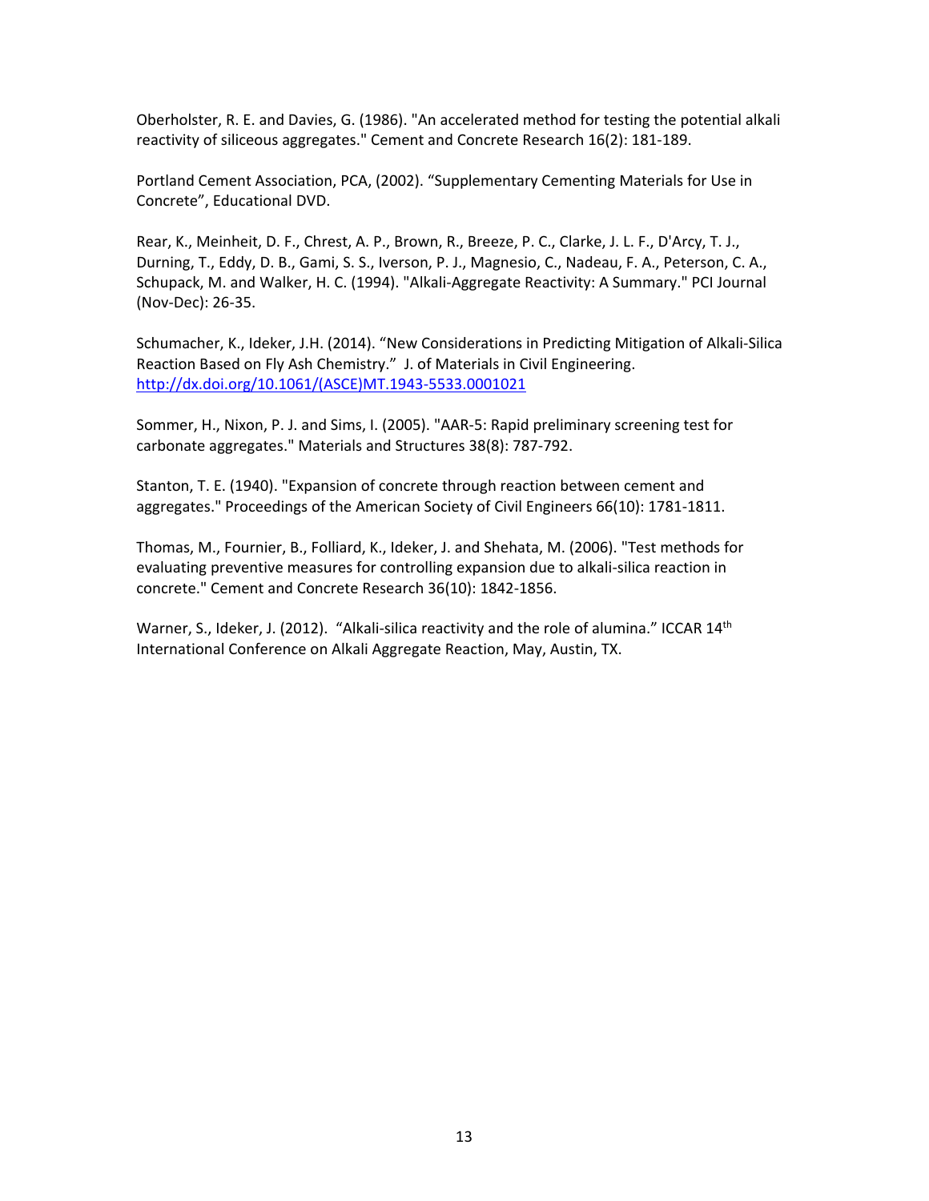Oberholster, R. E. and Davies, G. (1986). "An accelerated method for testing the potential alkali reactivity of siliceous aggregates." Cement and Concrete Research 16(2): 181-189.

Portland Cement Association, PCA, (2002). "Supplementary Cementing Materials for Use in Concrete", Educational DVD.

Rear, K., Meinheit, D. F., Chrest, A. P., Brown, R., Breeze, P. C., Clarke, J. L. F., D'Arcy, T. J., Durning, T., Eddy, D. B., Gami, S. S., Iverson, P. J., Magnesio, C., Nadeau, F. A., Peterson, C. A., Schupack, M. and Walker, H. C. (1994). "Alkali-Aggregate Reactivity: A Summary." PCI Journal (Nov-Dec): 26-35.

Schumacher, K., Ideker, J.H. (2014). "New Considerations in Predicting Mitigation of Alkali-Silica Reaction Based on Fly Ash Chemistry." J. of Materials in Civil Engineering. http://dx.doi.org/10.1061/(ASCE)MT.1943-5533.0001021

Sommer, H., Nixon, P. J. and Sims, I. (2005). "AAR-5: Rapid preliminary screening test for carbonate aggregates." Materials and Structures 38(8): 787-792.

Stanton, T. E. (1940). "Expansion of concrete through reaction between cement and aggregates." Proceedings of the American Society of Civil Engineers 66(10): 1781-1811.

Thomas, M., Fournier, B., Folliard, K., Ideker, J. and Shehata, M. (2006). "Test methods for evaluating preventive measures for controlling expansion due to alkali-silica reaction in concrete." Cement and Concrete Research 36(10): 1842-1856.

Warner, S., Ideker, J. (2012). "Alkali-silica reactivity and the role of alumina." ICCAR 14th International Conference on Alkali Aggregate Reaction, May, Austin, TX.